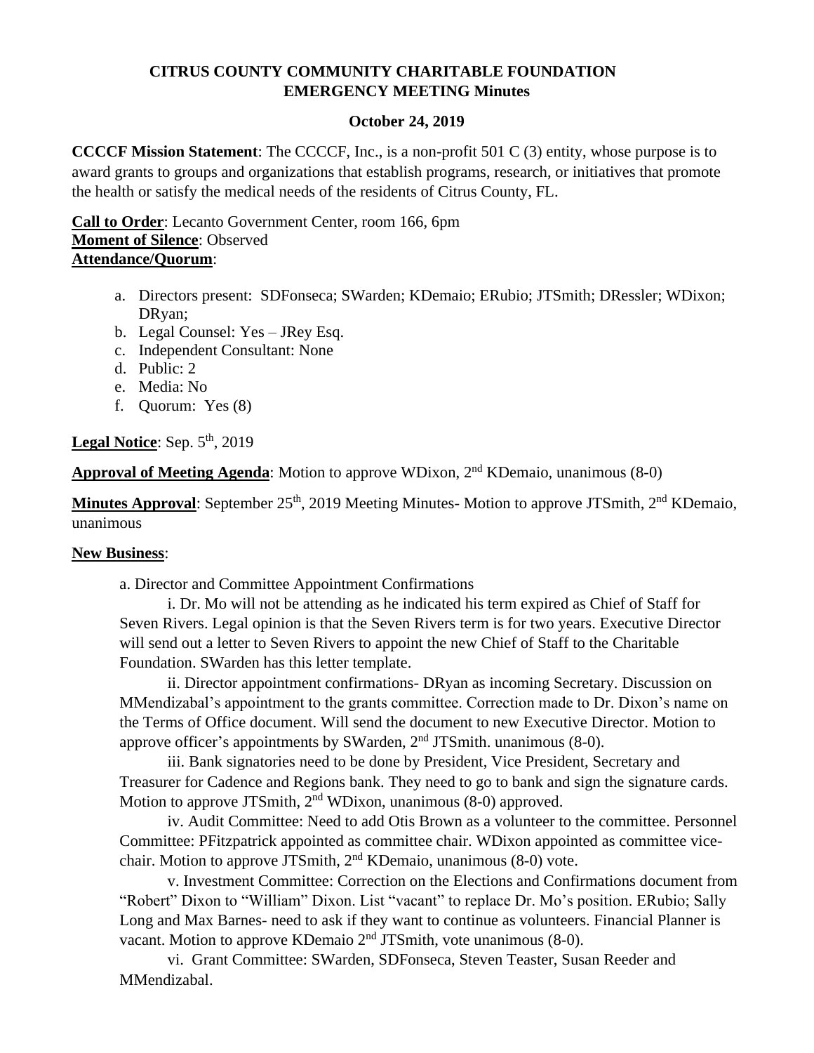**CITRUS COUNTY COMMUNITY CHARITABLE FOUNDATION**
**EMERGENCY MEETING Minutes**

**October 24, 2019**

**CCCCF Mission Statement**: The CCCCF, Inc., is a non-profit 501 C (3) entity, whose purpose is to award grants to groups and organizations that establish programs, research, or initiatives that promote the health or satisfy the medical needs of the residents of Citrus County, FL.

**Call to Order**: Lecanto Government Center, room 166, 6pm
**Moment of Silence**: Observed
**Attendance/Quorum**:

a. Directors present: SDFonseca; SWarden; KDemaio; ERubio; JTSmith; DRessler; WDixon; DRyan;
b. Legal Counsel: Yes – JRey Esq.
c. Independent Consultant: None
d. Public: 2
e. Media: No
f. Quorum: Yes (8)

**Legal Notice**: Sep. 5th, 2019

**Approval of Meeting Agenda**: Motion to approve WDixon, 2nd KDemaio, unanimous (8-0)

**Minutes Approval**: September 25th, 2019 Meeting Minutes- Motion to approve JTSmith, 2nd KDemaio, unanimous

**New Business**:

a. Director and Committee Appointment Confirmations

i. Dr. Mo will not be attending as he indicated his term expired as Chief of Staff for Seven Rivers. Legal opinion is that the Seven Rivers term is for two years. Executive Director will send out a letter to Seven Rivers to appoint the new Chief of Staff to the Charitable Foundation. SWarden has this letter template.

ii. Director appointment confirmations- DRyan as incoming Secretary. Discussion on MMendizabal's appointment to the grants committee. Correction made to Dr. Dixon's name on the Terms of Office document. Will send the document to new Executive Director. Motion to approve officer's appointments by SWarden, 2nd JTSmith. unanimous (8-0).

iii. Bank signatories need to be done by President, Vice President, Secretary and Treasurer for Cadence and Regions bank. They need to go to bank and sign the signature cards. Motion to approve JTSmith, 2nd WDixon, unanimous (8-0) approved.

iv. Audit Committee: Need to add Otis Brown as a volunteer to the committee. Personnel Committee: PFitzpatrick appointed as committee chair. WDixon appointed as committee vice-chair. Motion to approve JTSmith, 2nd KDemaio, unanimous (8-0) vote.

v. Investment Committee: Correction on the Elections and Confirmations document from "Robert" Dixon to "William" Dixon. List "vacant" to replace Dr. Mo's position. ERubio; Sally Long and Max Barnes- need to ask if they want to continue as volunteers. Financial Planner is vacant. Motion to approve KDemaio 2nd JTSmith, vote unanimous (8-0).

vi. Grant Committee: SWarden, SDFonseca, Steven Teaster, Susan Reeder and MMendizabal.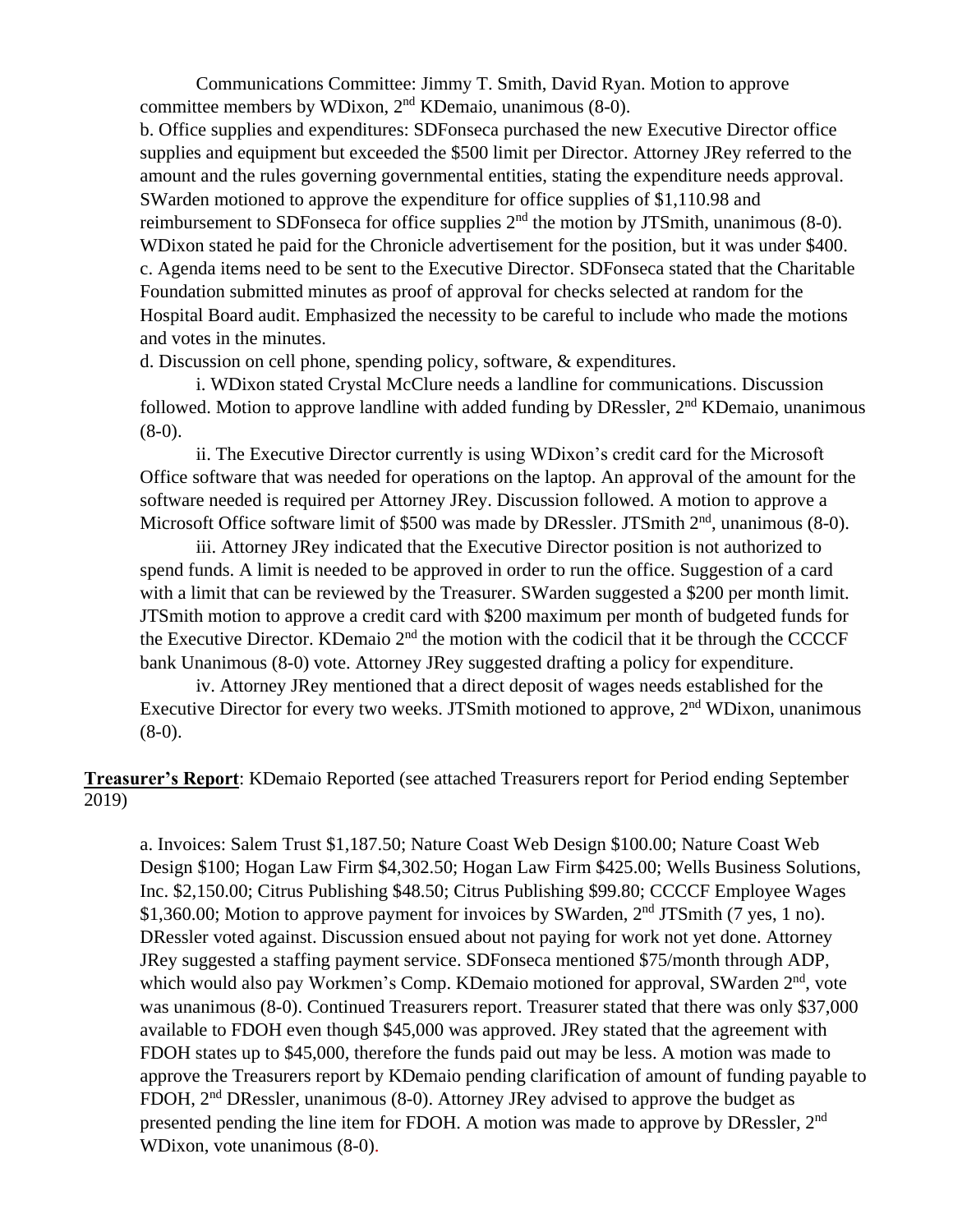Communications Committee: Jimmy T. Smith, David Ryan. Motion to approve committee members by WDixon, 2nd KDemaio, unanimous (8-0).

b. Office supplies and expenditures: SDFonseca purchased the new Executive Director office supplies and equipment but exceeded the $500 limit per Director. Attorney JRey referred to the amount and the rules governing governmental entities, stating the expenditure needs approval. SWarden motioned to approve the expenditure for office supplies of $1,110.98 and reimbursement to SDFonseca for office supplies 2nd the motion by JTSmith, unanimous (8-0). WDixon stated he paid for the Chronicle advertisement for the position, but it was under $400.

c. Agenda items need to be sent to the Executive Director. SDFonseca stated that the Charitable Foundation submitted minutes as proof of approval for checks selected at random for the Hospital Board audit. Emphasized the necessity to be careful to include who made the motions and votes in the minutes.

d. Discussion on cell phone, spending policy, software, & expenditures.

i. WDixon stated Crystal McClure needs a landline for communications. Discussion followed. Motion to approve landline with added funding by DRessler, 2nd KDemaio, unanimous (8-0).

ii. The Executive Director currently is using WDixon's credit card for the Microsoft Office software that was needed for operations on the laptop. An approval of the amount for the software needed is required per Attorney JRey. Discussion followed. A motion to approve a Microsoft Office software limit of $500 was made by DRessler. JTSmith 2nd, unanimous (8-0).

iii. Attorney JRey indicated that the Executive Director position is not authorized to spend funds. A limit is needed to be approved in order to run the office. Suggestion of a card with a limit that can be reviewed by the Treasurer. SWarden suggested a $200 per month limit. JTSmith motion to approve a credit card with $200 maximum per month of budgeted funds for the Executive Director. KDemaio 2nd the motion with the codicil that it be through the CCCCF bank Unanimous (8-0) vote. Attorney JRey suggested drafting a policy for expenditure.

iv. Attorney JRey mentioned that a direct deposit of wages needs established for the Executive Director for every two weeks. JTSmith motioned to approve, 2nd WDixon, unanimous (8-0).

**Treasurer's Report**: KDemaio Reported (see attached Treasurers report for Period ending September 2019)

a. Invoices: Salem Trust $1,187.50; Nature Coast Web Design $100.00; Nature Coast Web Design $100; Hogan Law Firm $4,302.50; Hogan Law Firm $425.00; Wells Business Solutions, Inc. $2,150.00; Citrus Publishing $48.50; Citrus Publishing $99.80; CCCCF Employee Wages $1,360.00; Motion to approve payment for invoices by SWarden, 2nd JTSmith (7 yes, 1 no). DRessler voted against. Discussion ensued about not paying for work not yet done. Attorney JRey suggested a staffing payment service. SDFonseca mentioned $75/month through ADP, which would also pay Workmen's Comp. KDemaio motioned for approval, SWarden 2nd, vote was unanimous (8-0). Continued Treasurers report. Treasurer stated that there was only $37,000 available to FDOH even though $45,000 was approved. JRey stated that the agreement with FDOH states up to $45,000, therefore the funds paid out may be less. A motion was made to approve the Treasurers report by KDemaio pending clarification of amount of funding payable to FDOH, 2nd DRessler, unanimous (8-0). Attorney JRey advised to approve the budget as presented pending the line item for FDOH. A motion was made to approve by DRessler, 2nd WDixon, vote unanimous (8-0).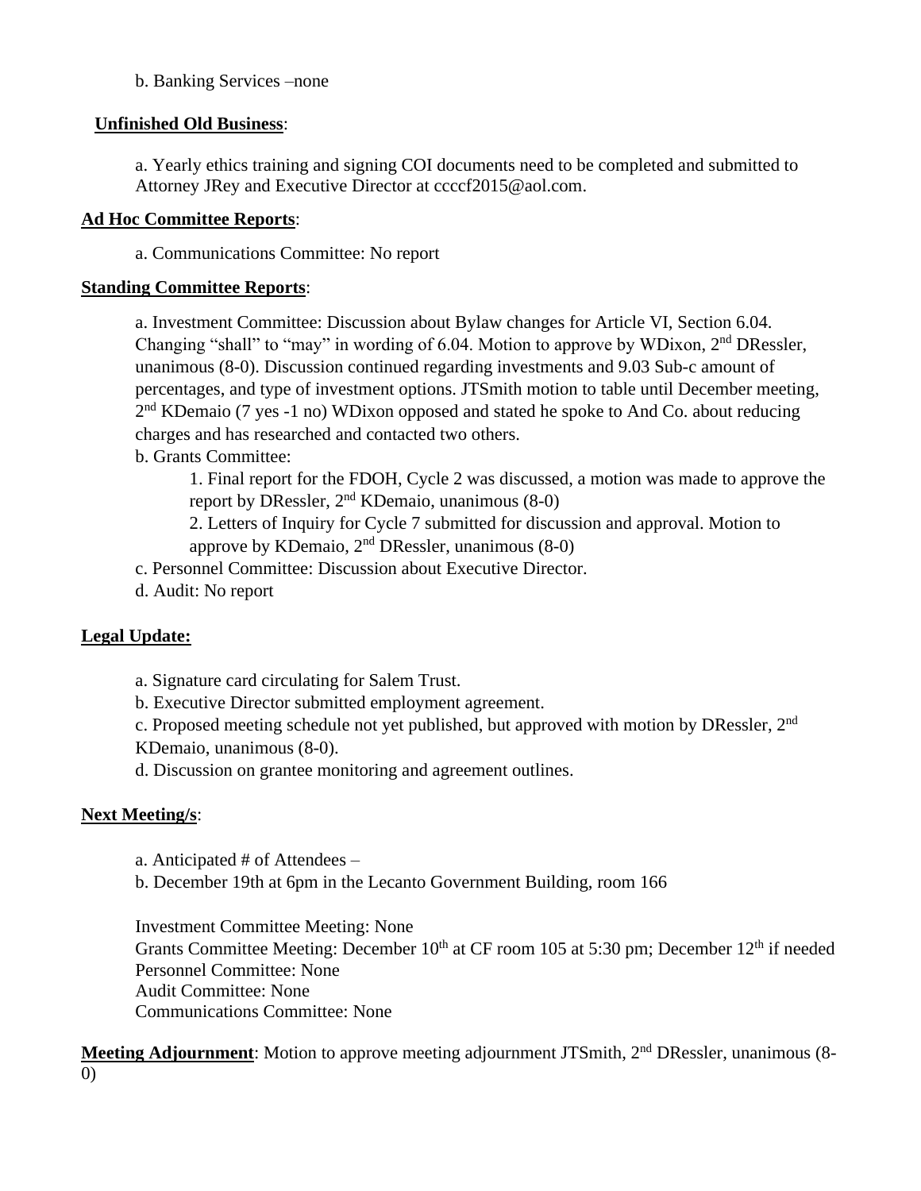b. Banking Services –none

**Unfinished Old Business**:

a. Yearly ethics training and signing COI documents need to be completed and submitted to Attorney JRey and Executive Director at ccccf2015@aol.com.

**Ad Hoc Committee Reports**:

a. Communications Committee: No report

**Standing Committee Reports**:

a. Investment Committee: Discussion about Bylaw changes for Article VI, Section 6.04. Changing "shall" to "may" in wording of 6.04. Motion to approve by WDixon, 2nd DRessler, unanimous (8-0). Discussion continued regarding investments and 9.03 Sub-c amount of percentages, and type of investment options. JTSmith motion to table until December meeting, 2nd KDemaio (7 yes -1 no) WDixon opposed and stated he spoke to And Co. about reducing charges and has researched and contacted two others.

b. Grants Committee:

1. Final report for the FDOH, Cycle 2 was discussed, a motion was made to approve the report by DRessler, 2nd KDemaio, unanimous (8-0)
2. Letters of Inquiry for Cycle 7 submitted for discussion and approval. Motion to approve by KDemaio, 2nd DRessler, unanimous (8-0)

c. Personnel Committee: Discussion about Executive Director.

d. Audit: No report

**Legal Update:**

a. Signature card circulating for Salem Trust.

b. Executive Director submitted employment agreement.

c. Proposed meeting schedule not yet published, but approved with motion by DRessler, 2nd KDemaio, unanimous (8-0).

d. Discussion on grantee monitoring and agreement outlines.

**Next Meeting/s**:

a. Anticipated # of Attendees –

b. December 19th at 6pm in the Lecanto Government Building, room 166

Investment Committee Meeting: None
Grants Committee Meeting: December 10th at CF room 105 at 5:30 pm; December 12th if needed
Personnel Committee: None
Audit Committee: None
Communications Committee: None

**Meeting Adjournment**: Motion to approve meeting adjournment JTSmith, 2nd DRessler, unanimous (8-0)